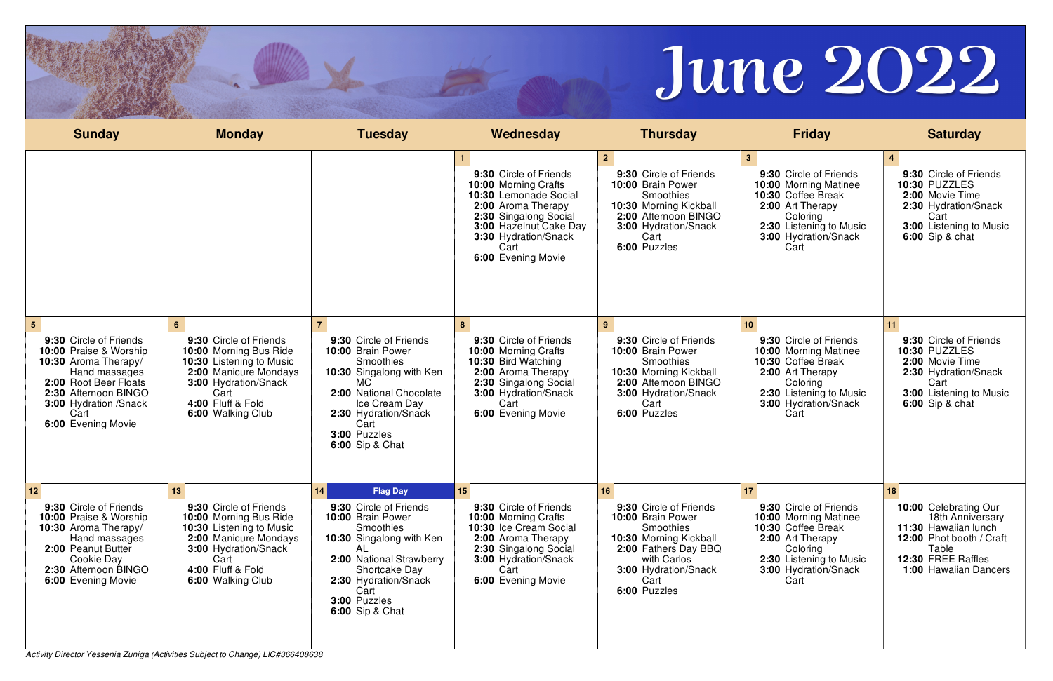# June 2022

| Sunday | Monday | Tuesday | Wednesday | Thursday | Friday | Saturday |
|---|---|---|---|---|---|---|
| | | | **1**<br>**9:30** Circle of Friends<br>**10:00** Morning Crafts<br>**10:30** Lemonade Social<br>**2:00** Aroma Therapy<br>**2:30** Singalong Social<br>**3:00** Hazelnut Cake Day<br>**3:30** Hydration/Snack Cart<br>**6:00** Evening Movie | **2**<br>**9:30** Circle of Friends<br>**10:00** Brain Power Smoothies<br>**10:30** Morning Kickball<br>**2:00** Afternoon BINGO<br>**3:00** Hydration/Snack Cart<br>**6:00** Puzzles | **3**<br>**9:30** Circle of Friends<br>**10:00** Morning Matinee<br>**10:30** Coffee Break<br>**2:00** Art Therapy Coloring<br>**2:30** Listening to Music<br>**3:00** Hydration/Snack Cart | **4**<br>**9:30** Circle of Friends<br>**10:30** PUZZLES<br>**2:00** Movie Time<br>**2:30** Hydration/Snack Cart<br>**3:00** Listening to Music<br>**6:00** Sip & chat |
| **5**<br>**9:30** Circle of Friends<br>**10:00** Praise & Worship<br>**10:30** Aroma Therapy/ Hand massages<br>**2:00** Root Beer Floats<br>**2:30** Afternoon BINGO<br>**3:00** Hydration /Snack Cart<br>**6:00** Evening Movie | **6**<br>**9:30** Circle of Friends<br>**10:00** Morning Bus Ride<br>**10:30** Listening to Music<br>**2:00** Manicure Mondays<br>**3:00** Hydration/Snack Cart<br>**4:00** Fluff & Fold<br>**6:00** Walking Club | **7**<br>**9:30** Circle of Friends<br>**10:00** Brain Power Smoothies<br>**10:30** Singalong with Ken MC<br>**2:00** National Chocolate Ice Cream Day<br>**2:30** Hydration/Snack Cart<br>**3:00** Puzzles<br>**6:00** Sip & Chat | **8**<br>**9:30** Circle of Friends<br>**10:00** Morning Crafts<br>**10:30** Bird Watching<br>**2:00** Aroma Therapy<br>**2:30** Singalong Social<br>**3:00** Hydration/Snack Cart<br>**6:00** Evening Movie | **9**<br>**9:30** Circle of Friends<br>**10:00** Brain Power Smoothies<br>**10:30** Morning Kickball<br>**2:00** Afternoon BINGO<br>**3:00** Hydration/Snack Cart<br>**6:00** Puzzles | **10**<br>**9:30** Circle of Friends<br>**10:00** Morning Matinee<br>**10:30** Coffee Break<br>**2:00** Art Therapy Coloring<br>**2:30** Listening to Music<br>**3:00** Hydration/Snack Cart | **11**<br>**9:30** Circle of Friends<br>**10:30** PUZZLES<br>**2:00** Movie Time<br>**2:30** Hydration/Snack Cart<br>**3:00** Listening to Music<br>**6:00** Sip & chat |
| **12**<br>**9:30** Circle of Friends<br>**10:00** Praise & Worship<br>**10:30** Aroma Therapy/ Hand massages<br>**2:00** Peanut Butter Cookie Day<br>**2:30** Afternoon BINGO<br>**6:00** Evening Movie | **13**<br>**9:30** Circle of Friends<br>**10:00** Morning Bus Ride<br>**10:30** Listening to Music<br>**2:00** Manicure Mondays<br>**3:00** Hydration/Snack Cart<br>**4:00** Fluff & Fold<br>**6:00** Walking Club | **14** **Flag Day**<br>**9:30** Circle of Friends<br>**10:00** Brain Power Smoothies<br>**10:30** Singalong with Ken AL<br>**2:00** National Strawberry Shortcake Day<br>**2:30** Hydration/Snack Cart<br>**3:00** Puzzles<br>**6:00** Sip & Chat | **15**<br>**9:30** Circle of Friends<br>**10:00** Morning Crafts<br>**10:30** Ice Cream Social<br>**2:00** Aroma Therapy<br>**2:30** Singalong Social<br>**3:00** Hydration/Snack Cart<br>**6:00** Evening Movie | **16**<br>**9:30** Circle of Friends<br>**10:00** Brain Power Smoothies<br>**10:30** Morning Kickball<br>**2:00** Fathers Day BBQ with Carlos<br>**3:00** Hydration/Snack Cart<br>**6:00** Puzzles | **17**<br>**9:30** Circle of Friends<br>**10:00** Morning Matinee<br>**10:30** Coffee Break<br>**2:00** Art Therapy Coloring<br>**2:30** Listening to Music<br>**3:00** Hydration/Snack Cart | **18**<br>**10:00** Celebrating Our 18th Anniversary<br>**11:30** Hawaiian lunch<br>**12:00** Phot booth / Craft Table<br>**12:30** FREE Raffles<br>**1:00** Hawaiian Dancers |

*Activity Director Yessenia Zuniga (Activities Subject to Change) LIC#366408638*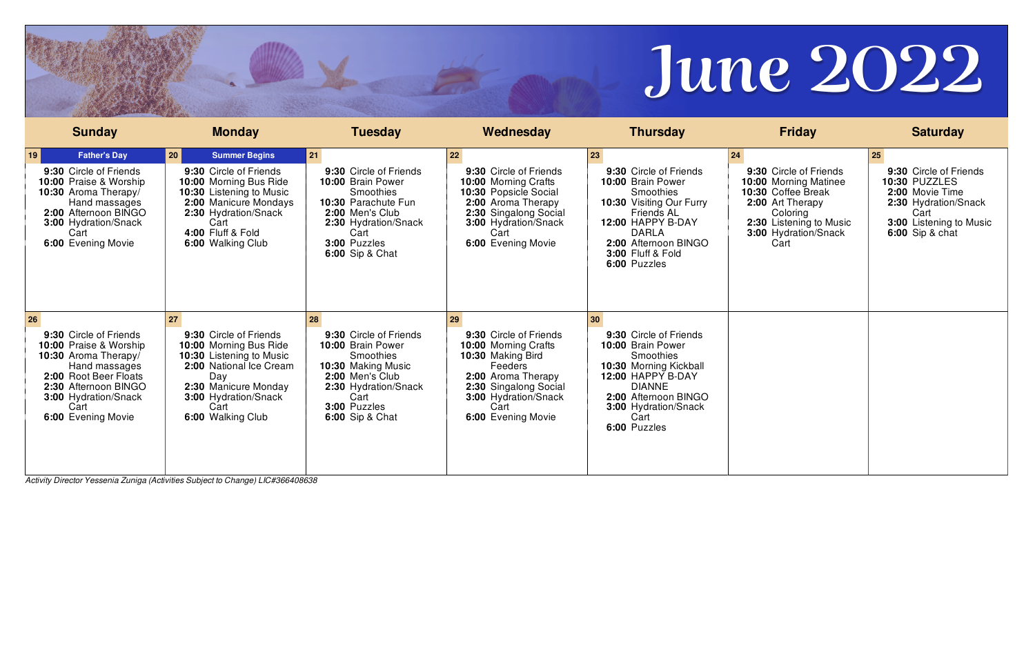# June 2022

| Sunday | Monday | Tuesday | Wednesday | Thursday | Friday | Saturday |
|---|---|---|---|---|---|---|
| **19** **Father's Day**<br>**9:30** Circle of Friends<br>**10:00** Praise & Worship<br>**10:30** Aroma Therapy/ Hand massages<br>**2:00** Afternoon BINGO<br>**3:00** Hydration/Snack Cart<br>**6:00** Evening Movie | **20** **Summer Begins**<br>**9:30** Circle of Friends<br>**10:00** Morning Bus Ride<br>**10:30** Listening to Music<br>**2:00** Manicure Mondays<br>**2:30** Hydration/Snack Cart<br>**4:00** Fluff & Fold<br>**6:00** Walking Club | **21**<br>**9:30** Circle of Friends<br>**10:00** Brain Power Smoothies<br>**10:30** Parachute Fun<br>**2:00** Men's Club<br>**2:30** Hydration/Snack Cart<br>**3:00** Puzzles<br>**6:00** Sip & Chat | **22**<br>**9:30** Circle of Friends<br>**10:00** Morning Crafts<br>**10:30** Popsicle Social<br>**2:00** Aroma Therapy<br>**2:30** Singalong Social<br>**3:00** Hydration/Snack Cart<br>**6:00** Evening Movie | **23**<br>**9:30** Circle of Friends<br>**10:00** Brain Power Smoothies<br>**10:30** Visiting Our Furry Friends AL<br>**12:00** HAPPY B-DAY DARLA<br>**2:00** Afternoon BINGO<br>**3:00** Fluff & Fold<br>**6:00** Puzzles | **24**<br>**9:30** Circle of Friends<br>**10:00** Morning Matinee<br>**10:30** Coffee Break<br>**2:00** Art Therapy Coloring<br>**2:30** Listening to Music<br>**3:00** Hydration/Snack Cart | **25**<br>**9:30** Circle of Friends<br>**10:30** PUZZLES<br>**2:00** Movie Time<br>**2:30** Hydration/Snack Cart<br>**3:00** Listening to Music<br>**6:00** Sip & chat |
| **26**<br>**9:30** Circle of Friends<br>**10:00** Praise & Worship<br>**10:30** Aroma Therapy/ Hand massages<br>**2:00** Root Beer Floats<br>**2:30** Afternoon BINGO<br>**3:00** Hydration/Snack Cart<br>**6:00** Evening Movie | **27**<br>**9:30** Circle of Friends<br>**10:00** Morning Bus Ride<br>**10:30** Listening to Music<br>**2:00** National Ice Cream Day<br>**2:30** Manicure Monday<br>**3:00** Hydration/Snack Cart<br>**6:00** Walking Club | **28**<br>**9:30** Circle of Friends<br>**10:00** Brain Power Smoothies<br>**10:30** Making Music<br>**2:00** Men's Club<br>**2:30** Hydration/Snack Cart<br>**3:00** Puzzles<br>**6:00** Sip & Chat | **29**<br>**9:30** Circle of Friends<br>**10:00** Morning Crafts<br>**10:30** Making Bird Feeders<br>**2:00** Aroma Therapy<br>**2:30** Singalong Social<br>**3:00** Hydration/Snack Cart<br>**6:00** Evening Movie | **30**<br>**9:30** Circle of Friends<br>**10:00** Brain Power Smoothies<br>**10:30** Morning Kickball<br>**12:00** HAPPY B-DAY DIANNE<br>**2:00** Afternoon BINGO<br>**3:00** Hydration/Snack Cart<br>**6:00** Puzzles | | |

*Activity Director Yessenia Zuniga (Activities Subject to Change) LIC#366408638*